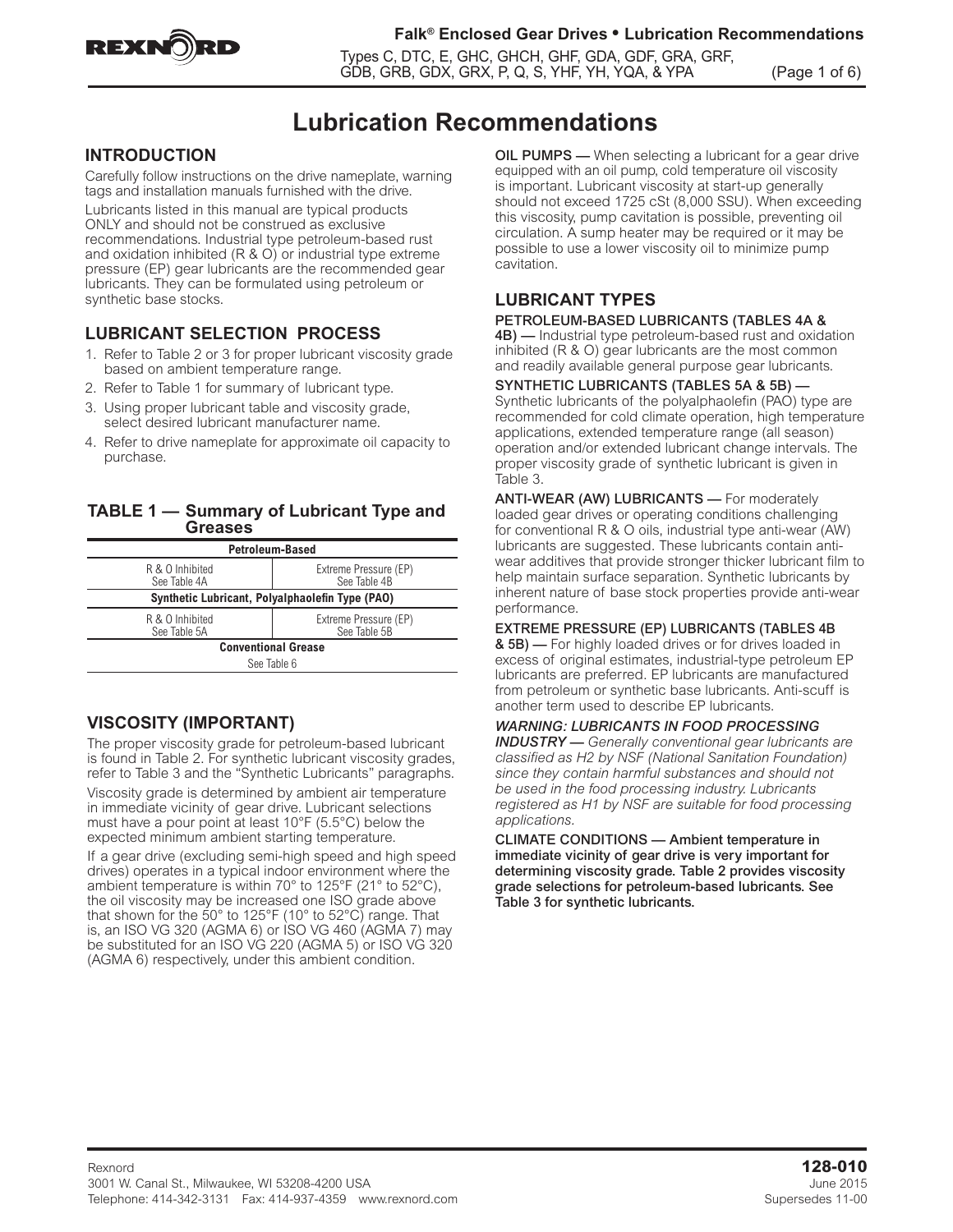# Lubrication Recommendations

## INTRODUCTION

Carefully follow instructions on the drive nameplate, warning tags and installation manuals furnished with the drive.

Lubricants listed in this manual are typical products ONLY and should not be construed as exclusive recommendations. Industrial type petroleum-based rust and oxidation inhibited (R & O) or industrial type extreme pressure (EP) gear lubricants are the recommended gear lubricants. They can be formulated using petroleum or synthetic base stocks.

## LUBRICANT SELECTION PROCESS

1. Refer to Table 2 or 3 for proper lubricant viscosity grade based on ambient temperature range.
2. Refer to Table 1 for summary of lubricant type.
3. Using proper lubricant table and viscosity grade, select desired lubricant manufacturer name.
4. Refer to drive nameplate for approximate oil capacity to purchase.

### TABLE 1 — Summary of Lubricant Type and Greases

| Petroleum-Based | |
|---|---|
| R & O Inhibited<br>See Table 4A | Extreme Pressure (EP)<br>See Table 4B |
| **Synthetic Lubricant, Polyalphaolefin Type (PAO)** | |
| R & O Inhibited<br>See Table 5A | Extreme Pressure (EP)<br>See Table 5B |
| **Conventional Grease** | |
| See Table 6 | |

## VISCOSITY (IMPORTANT)

The proper viscosity grade for petroleum-based lubricant is found in Table 2. For synthetic lubricant viscosity grades, refer to Table 3 and the "Synthetic Lubricants" paragraphs.

Viscosity grade is determined by ambient air temperature in immediate vicinity of gear drive. Lubricant selections must have a pour point at least 10°F (5.5°C) below the expected minimum ambient starting temperature.

If a gear drive (excluding semi-high speed and high speed drives) operates in a typical indoor environment where the ambient temperature is within 70° to 125°F (21° to 52°C), the oil viscosity may be increased one ISO grade above that shown for the 50° to 125°F (10° to 52°C) range. That is, an ISO VG 320 (AGMA 6) or ISO VG 460 (AGMA 7) may be substituted for an ISO VG 220 (AGMA 5) or ISO VG 320 (AGMA 6) respectively, under this ambient condition.

**OIL PUMPS —** When selecting a lubricant for a gear drive equipped with an oil pump, cold temperature oil viscosity is important. Lubricant viscosity at start-up generally should not exceed 1725 cSt (8,000 SSU). When exceeding this viscosity, pump cavitation is possible, preventing oil circulation. A sump heater may be required or it may be possible to use a lower viscosity oil to minimize pump cavitation.

## LUBRICANT TYPES

**PETROLEUM-BASED LUBRICANTS (TABLES 4A & 4B) —** Industrial type petroleum-based rust and oxidation inhibited (R & O) gear lubricants are the most common and readily available general purpose gear lubricants.

**SYNTHETIC LUBRICANTS (TABLES 5A & 5B) —** Synthetic lubricants of the polyalphaolefin (PAO) type are recommended for cold climate operation, high temperature applications, extended temperature range (all season) operation and/or extended lubricant change intervals. The proper viscosity grade of synthetic lubricant is given in Table 3.

**ANTI-WEAR (AW) LUBRICANTS —** For moderately loaded gear drives or operating conditions challenging for conventional R & O oils, industrial type anti-wear (AW) lubricants are suggested. These lubricants contain anti-wear additives that provide stronger thicker lubricant film to help maintain surface separation. Synthetic lubricants by inherent nature of base stock properties provide anti-wear performance.

**EXTREME PRESSURE (EP) LUBRICANTS (TABLES 4B & 5B) —** For highly loaded drives or for drives loaded in excess of original estimates, industrial-type petroleum EP lubricants are preferred. EP lubricants are manufactured from petroleum or synthetic base lubricants. Anti-scuff is another term used to describe EP lubricants.

***WARNING: LUBRICANTS IN FOOD PROCESSING INDUSTRY —*** *Generally conventional gear lubricants are classified as H2 by NSF (National Sanitation Foundation) since they contain harmful substances and should not be used in the food processing industry. Lubricants registered as H1 by NSF are suitable for food processing applications.*

**CLIMATE CONDITIONS — Ambient temperature in immediate vicinity of gear drive is very important for determining viscosity grade. Table 2 provides viscosity grade selections for petroleum-based lubricants. See Table 3 for synthetic lubricants.**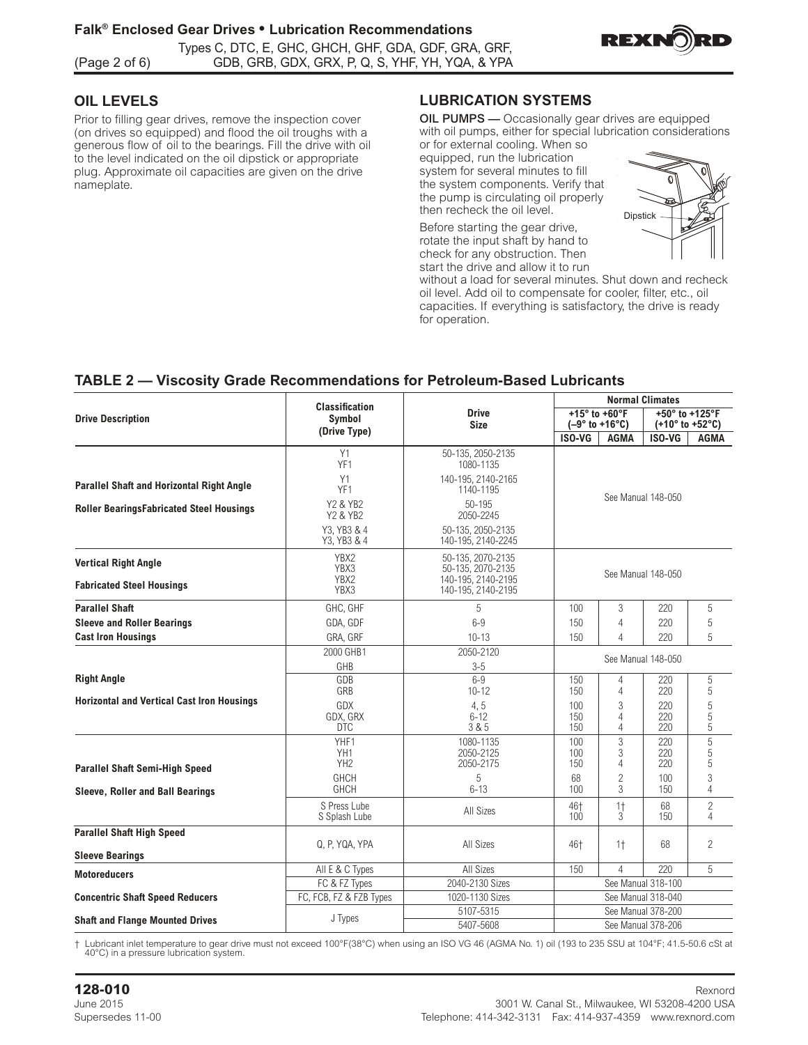## OIL LEVELS

Prior to filling gear drives, remove the inspection cover (on drives so equipped) and flood the oil troughs with a generous flow of oil to the bearings. Fill the drive with oil to the level indicated on the oil dipstick or appropriate plug. Approximate oil capacities are given on the drive nameplate.

## LUBRICATION SYSTEMS

**OIL PUMPS —** Occasionally gear drives are equipped with oil pumps, either for special lubrication considerations or for external cooling. When so equipped, run the lubrication system for several minutes to fill the system components. Verify that the pump is circulating oil properly then recheck the oil level.

Dipstick

Before starting the gear drive, rotate the input shaft by hand to check for any obstruction. Then start the drive and allow it to run without a load for several minutes. Shut down and recheck oil level. Add oil to compensate for cooler, filter, etc., oil capacities. If everything is satisfactory, the drive is ready for operation.

## TABLE 2 — Viscosity Grade Recommendations for Petroleum-Based Lubricants

| Drive Description | Classification Symbol (Drive Type) | Drive Size | Normal Climates | | | |
|---|---|---|---|---|---|---|
| | | | +15° to +60°F (–9° to +16°C) | | +50° to +125°F (+10° to +52°C) | |
| | | | ISO-VG | AGMA | ISO-VG | AGMA |
| Parallel Shaft and Horizontal Right Angle Roller BearingsFabricated Steel Housings | Y1 YF1 | 50-135, 2050-2135 1080-1135 | See Manual 148-050 | | | |
| | Y1 YF1 | 140-195, 2140-2165 1140-1195 | See Manual 148-050 | | | |
| | Y2 & YB2 Y2 & YB2 | 50-195 2050-2245 | See Manual 148-050 | | | |
| | Y3, YB3 & 4 Y3, YB3 & 4 | 50-135, 2050-2135 140-195, 2140-2245 | See Manual 148-050 | | | |
| Vertical Right Angle Fabricated Steel Housings | YBX2 YBX3 YBX2 YBX3 | 50-135, 2070-2135 50-135, 2070-2135 140-195, 2140-2195 140-195, 2140-2195 | See Manual 148-050 | | | |
| Parallel Shaft | GHC, GHF | 5 | 100 | 3 | 220 | 5 |
| Sleeve and Roller Bearings | GDA, GDF | 6-9 | 150 | 4 | 220 | 5 |
| Cast Iron Housings | GRA, GRF | 10-13 | 150 | 4 | 220 | 5 |
| Right Angle Horizontal and Vertical Cast Iron Housings | 2000 GHB1 GHB | 2050-2120 3-5 | See Manual 148-050 | | | |
| | GDB GRB | 6-9 10-12 | 150 150 | 4 4 | 220 220 | 5 5 |
| | GDX GDX, GRX DTC | 4, 5 6-12 3 & 5 | 100 150 150 | 3 4 4 | 220 220 220 | 5 5 5 |
| Parallel Shaft Semi-High Speed Sleeve, Roller and Ball Bearings | YHF1 YH1 YH2 | 1080-1135 2050-2125 2050-2175 | 100 100 150 | 3 3 4 | 220 220 220 | 5 5 5 |
| | GHCH GHCH | 5 6-13 | 68 100 | 2 3 | 100 150 | 3 4 |
| | S Press Lube S Splash Lube | All Sizes | 46† 100 | 1† 3 | 68 150 | 2 4 |
| Parallel Shaft High Speed Sleeve Bearings | Q, P, YQA, YPA | All Sizes | 46† | 1† | 68 | 2 |
| Motoreducers | All E & C Types | All Sizes | 150 | 4 | 220 | 5 |
| Concentric Shaft Speed Reducers | FC & FZ Types | 2040-2130 Sizes | See Manual 318-100 | | | |
| | FC, FCB, FZ & FZB Types | 1020-1130 Sizes | See Manual 318-040 | | | |
| Shaft and Flange Mounted Drives | J Types | 5107-5315 | See Manual 378-200 | | | |
| | | 5407-5608 | See Manual 378-206 | | | |

† Lubricant inlet temperature to gear drive must not exceed 100°F(38°C) when using an ISO VG 46 (AGMA No. 1) oil (193 to 235 SSU at 104°F; 41.5-50.6 cSt at 40°C) in a pressure lubrication system.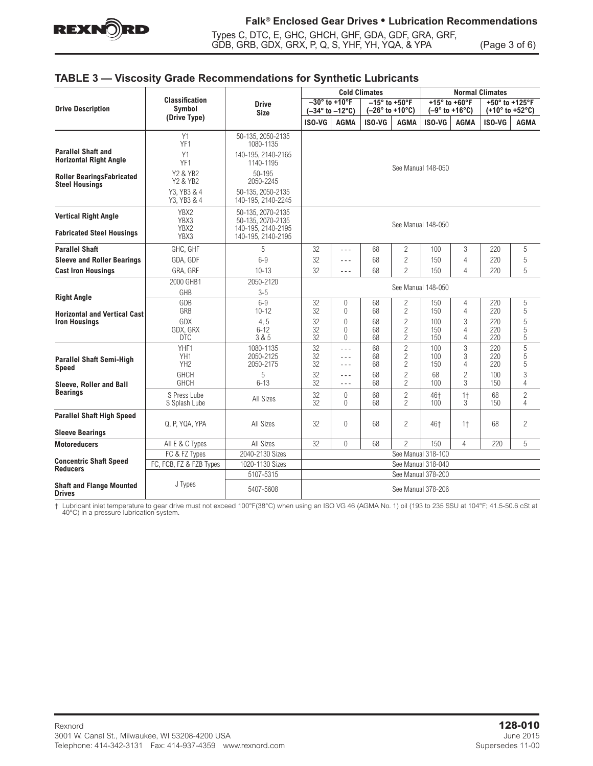## TABLE 3 — Viscosity Grade Recommendations for Synthetic Lubricants

| Drive Description | Classification Symbol (Drive Type) | Drive Size | Cold Climates | | | | Normal Climates | | | |
|---|---|---|---|---|---|---|---|---|---|---|
| | | | –30° to +10°F (–34° to –12°C) | | –15° to +50°F (–26° to +10°C) | | +15° to +60°F (–9° to +16°C) | | +50° to +125°F (+10° to +52°C) | |
| | | | ISO-VG | AGMA | ISO-VG | AGMA | ISO-VG | AGMA | ISO-VG | AGMA |
| Parallel Shaft and Horizontal Right Angle | Y1<br>YF1 | 50-135, 2050-2135<br>1080-1135 | See Manual 148-050 | | | | | | | |
| | Y1<br>YF1 | 140-195, 2140-2165<br>1140-1195 | | | | | | | | |
| Roller Bearings Fabricated Steel Housings | Y2 & YB2<br>Y2 & YB2 | 50-195<br>2050-2245 | | | | | | | | |
| | Y3, YB3 & 4<br>Y3, YB3 & 4 | 50-135, 2050-2135<br>140-195, 2140-2245 | | | | | | | | |
| Vertical Right Angle | YBX2<br>YBX3 | 50-135, 2070-2135<br>50-135, 2070-2135 | See Manual 148-050 | | | | | | | |
| Fabricated Steel Housings | YBX2<br>YBX3 | 140-195, 2140-2195<br>140-195, 2140-2195 | | | | | | | | |
| Parallel Shaft | GHC, GHF | 5 | 32 | - - - | 68 | 2 | 100 | 3 | 220 | 5 |
| Sleeve and Roller Bearings | GDA, GDF | 6-9 | 32 | - - - | 68 | 2 | 150 | 4 | 220 | 5 |
| Cast Iron Housings | GRA, GRF | 10-13 | 32 | - - - | 68 | 2 | 150 | 4 | 220 | 5 |
| Right Angle | 2000 GHB1 | 2050-2120 | See Manual 148-050 | | | | | | | |
| | GHB | 3-5 | | | | | | | | |
| Horizontal and Vertical Cast Iron Housings | GDB<br>GRB | 6-9<br>10-12 | 32<br>32 | 0<br>0 | 68<br>68 | 2<br>2 | 150<br>150 | 4<br>4 | 220<br>220 | 5<br>5 |
| | GDX<br>GDX, GRX<br>DTC | 4, 5<br>6-12<br>3 & 5 | 32<br>32<br>32 | 0<br>0<br>0 | 68<br>68<br>68 | 2<br>2<br>2 | 100<br>150<br>150 | 3<br>4<br>4 | 220<br>220<br>220 | 5<br>5<br>5 |
| Parallel Shaft Semi-High Speed | YHF1<br>YH1<br>YH2 | 1080-1135<br>2050-2125<br>2050-2175 | 32<br>32<br>32 | - - -<br>- - -<br>- - - | 68<br>68<br>68 | 2<br>2<br>2 | 100<br>100<br>150 | 3<br>3<br>4 | 220<br>220<br>220 | 5<br>5<br>5 |
| Sleeve, Roller and Ball Bearings | GHCH<br>GHCH | 5<br>6-13 | 32<br>32 | - - -<br>- - - | 68<br>68 | 2<br>2 | 68<br>100 | 2<br>3 | 100<br>150 | 3<br>4 |
| | S Press Lube<br>S Splash Lube | All Sizes | 32<br>32 | 0<br>0 | 68<br>68 | 2<br>2 | 46†<br>100 | 1†<br>3 | 68<br>150 | 2<br>4 |
| Parallel Shaft High Speed<br>Sleeve Bearings | Q, P, YQA, YPA | All Sizes | 32 | 0 | 68 | 2 | 46† | 1† | 68 | 2 |
| Motoreducers | All E & C Types | All Sizes | 32 | 0 | 68 | 2 | 150 | 4 | 220 | 5 |
| Concentric Shaft Speed Reducers | FC & FZ Types | 2040-2130 Sizes | See Manual 318-100 | | | | | | | |
| | FC, FCB, FZ & FZB Types | 1020-1130 Sizes | See Manual 318-040 | | | | | | | |
| Shaft and Flange Mounted Drives | J Types | 5107-5315 | See Manual 378-200 | | | | | | | |
| | | 5407-5608 | See Manual 378-206 | | | | | | | |

† Lubricant inlet temperature to gear drive must not exceed 100°F(38°C) when using an ISO VG 46 (AGMA No. 1) oil (193 to 235 SSU at 104°F; 41.5-50.6 cSt at 40°C) in a pressure lubrication system.

Rexnord
3001 W. Canal St., Milwaukee, WI 53208-4200 USA
Telephone: 414-342-3131 Fax: 414-937-4359 www.rexnord.com

**128-010**
June 2015
Supersedes 11-00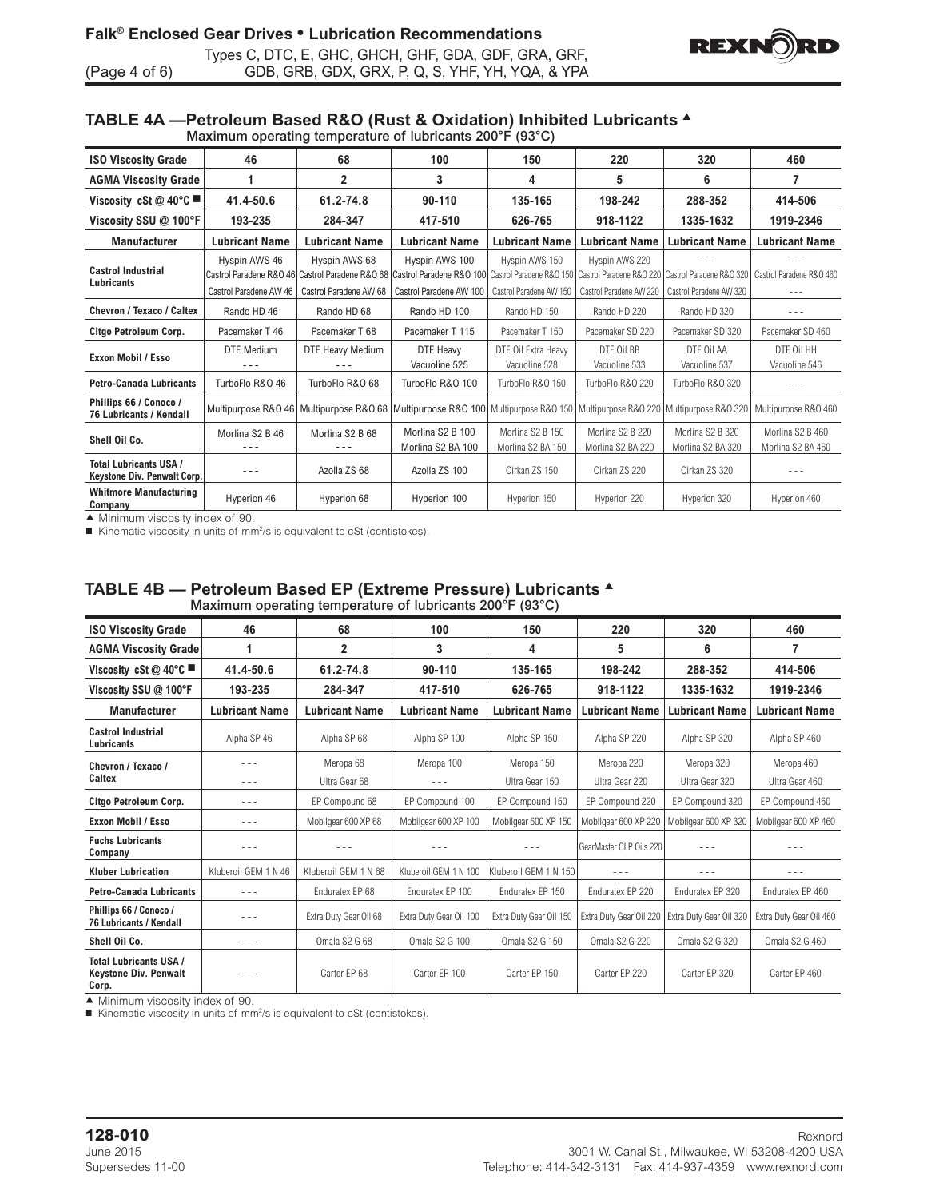## TABLE 4A —Petroleum Based R&O (Rust & Oxidation) Inhibited Lubricants ▲

Maximum operating temperature of lubricants 200°F (93°C)

| ISO Viscosity Grade | 46 | 68 | 100 | 150 | 220 | 320 | 460 |
|---|---|---|---|---|---|---|---|
| **AGMA Viscosity Grade** | **1** | **2** | **3** | **4** | **5** | **6** | **7** |
| **Viscosity cSt @ 40°C ■** | **41.4-50.6** | **61.2-74.8** | **90-110** | **135-165** | **198-242** | **288-352** | **414-506** |
| **Viscosity SSU @ 100°F** | **193-235** | **284-347** | **417-510** | **626-765** | **918-1122** | **1335-1632** | **1919-2346** |
| **Manufacturer** | **Lubricant Name** | **Lubricant Name** | **Lubricant Name** | **Lubricant Name** | **Lubricant Name** | **Lubricant Name** | **Lubricant Name** |
| **Castrol Industrial Lubricants** | Hyspin AWS 46<br>Castrol Paradene R&O 46<br>Castrol Paradene AW 46 | Hyspin AWS 68<br>Castrol Paradene R&O 68<br>Castrol Paradene AW 68 | Hyspin AWS 100<br>Castrol Paradene R&O 100<br>Castrol Paradene AW 100 | Hyspin AWS 150<br>Castrol Paradene R&O 150<br>Castrol Paradene AW 150 | Hyspin AWS 220<br>Castrol Paradene R&O 220<br>Castrol Paradene AW 220 | - - -<br>Castrol Paradene R&O 320<br>Castrol Paradene AW 320 | - - -<br>Castrol Paradene R&O 460<br>- - - |
| **Chevron / Texaco / Caltex** | Rando HD 46 | Rando HD 68 | Rando HD 100 | Rando HD 150 | Rando HD 220 | Rando HD 320 | - - - |
| **Citgo Petroleum Corp.** | Pacemaker T 46 | Pacemaker T 68 | Pacemaker T 115 | Pacemaker T 150 | Pacemaker SD 220 | Pacemaker SD 320 | Pacemaker SD 460 |
| **Exxon Mobil / Esso** | DTE Medium<br>- - - | DTE Heavy Medium<br>- - - | DTE Heavy<br>Vacuoline 525 | DTE Oil Extra Heavy<br>Vacuoline 528 | DTE Oil BB<br>Vacuoline 533 | DTE Oil AA<br>Vacuoline 537 | DTE Oil HH<br>Vacuoline 546 |
| **Petro-Canada Lubricants** | TurboFlo R&O 46 | TurboFlo R&O 68 | TurboFlo R&O 100 | TurboFlo R&O 150 | TurboFlo R&O 220 | TurboFlo R&O 320 | - - - |
| **Phillips 66 / Conoco / 76 Lubricants / Kendall** | Multipurpose R&O 46 | Multipurpose R&O 68 | Multipurpose R&O 100 | Multipurpose R&O 150 | Multipurpose R&O 220 | Multipurpose R&O 320 | Multipurpose R&O 460 |
| **Shell Oil Co.** | Morlina S2 B 46<br>- - - | Morlina S2 B 68<br>- - - | Morlina S2 B 100<br>Morlina S2 BA 100 | Morlina S2 B 150<br>Morlina S2 BA 150 | Morlina S2 B 220<br>Morlina S2 BA 220 | Morlina S2 B 320<br>Morlina S2 BA 320 | Morlina S2 B 460<br>Morlina S2 BA 460 |
| **Total Lubricants USA / Keystone Div. Penwalt Corp.** | - - - | Azolla ZS 68 | Azolla ZS 100 | Cirkan ZS 150 | Cirkan ZS 220 | Cirkan ZS 320 | - - - |
| **Whitmore Manufacturing Company** | Hyperion 46 | Hyperion 68 | Hyperion 100 | Hyperion 150 | Hyperion 220 | Hyperion 320 | Hyperion 460 |

▲ Minimum viscosity index of 90.
■ Kinematic viscosity in units of mm²/s is equivalent to cSt (centistokes).

## TABLE 4B — Petroleum Based EP (Extreme Pressure) Lubricants ▲

Maximum operating temperature of lubricants 200°F (93°C)

| ISO Viscosity Grade | 46 | 68 | 100 | 150 | 220 | 320 | 460 |
|---|---|---|---|---|---|---|---|
| **AGMA Viscosity Grade** | **1** | **2** | **3** | **4** | **5** | **6** | **7** |
| **Viscosity cSt @ 40°C ■** | **41.4-50.6** | **61.2-74.8** | **90-110** | **135-165** | **198-242** | **288-352** | **414-506** |
| **Viscosity SSU @ 100°F** | **193-235** | **284-347** | **417-510** | **626-765** | **918-1122** | **1335-1632** | **1919-2346** |
| **Manufacturer** | **Lubricant Name** | **Lubricant Name** | **Lubricant Name** | **Lubricant Name** | **Lubricant Name** | **Lubricant Name** | **Lubricant Name** |
| **Castrol Industrial Lubricants** | Alpha SP 46 | Alpha SP 68 | Alpha SP 100 | Alpha SP 150 | Alpha SP 220 | Alpha SP 320 | Alpha SP 460 |
| **Chevron / Texaco / Caltex** | - - -<br>- - - | Meropa 68<br>Ultra Gear 68 | Meropa 100<br>- - - | Meropa 150<br>Ultra Gear 150 | Meropa 220<br>Ultra Gear 220 | Meropa 320<br>Ultra Gear 320 | Meropa 460<br>Ultra Gear 460 |
| **Citgo Petroleum Corp.** | - - - | EP Compound 68 | EP Compound 100 | EP Compound 150 | EP Compound 220 | EP Compound 320 | EP Compound 460 |
| **Exxon Mobil / Esso** | - - - | Mobilgear 600 XP 68 | Mobilgear 600 XP 100 | Mobilgear 600 XP 150 | Mobilgear 600 XP 220 | Mobilgear 600 XP 320 | Mobilgear 600 XP 460 |
| **Fuchs Lubricants Company** | - - - | - - - | - - - | - - - | GearMaster CLP Oils 220 | - - - | - - - |
| **Kluber Lubrication** | Kluberoil GEM 1 N 46 | Kluberoil GEM 1 N 68 | Kluberoil GEM 1 N 100 | Kluberoil GEM 1 N 150 | - - - | - - - | - - - |
| **Petro-Canada Lubricants** | - - - | Enduratex EP 68 | Enduratex EP 100 | Enduratex EP 150 | Enduratex EP 220 | Enduratex EP 320 | Enduratex EP 460 |
| **Phillips 66 / Conoco / 76 Lubricants / Kendall** | - - - | Extra Duty Gear Oil 68 | Extra Duty Gear Oil 100 | Extra Duty Gear Oil 150 | Extra Duty Gear Oil 220 | Extra Duty Gear Oil 320 | Extra Duty Gear Oil 460 |
| **Shell Oil Co.** | - - - | Omala S2 G 68 | Omala S2 G 100 | Omala S2 G 150 | Omala S2 G 220 | Omala S2 G 320 | Omala S2 G 460 |
| **Total Lubricants USA / Keystone Div. Penwalt Corp.** | - - - | Carter EP 68 | Carter EP 100 | Carter EP 150 | Carter EP 220 | Carter EP 320 | Carter EP 460 |

▲ Minimum viscosity index of 90.
■ Kinematic viscosity in units of mm²/s is equivalent to cSt (centistokes).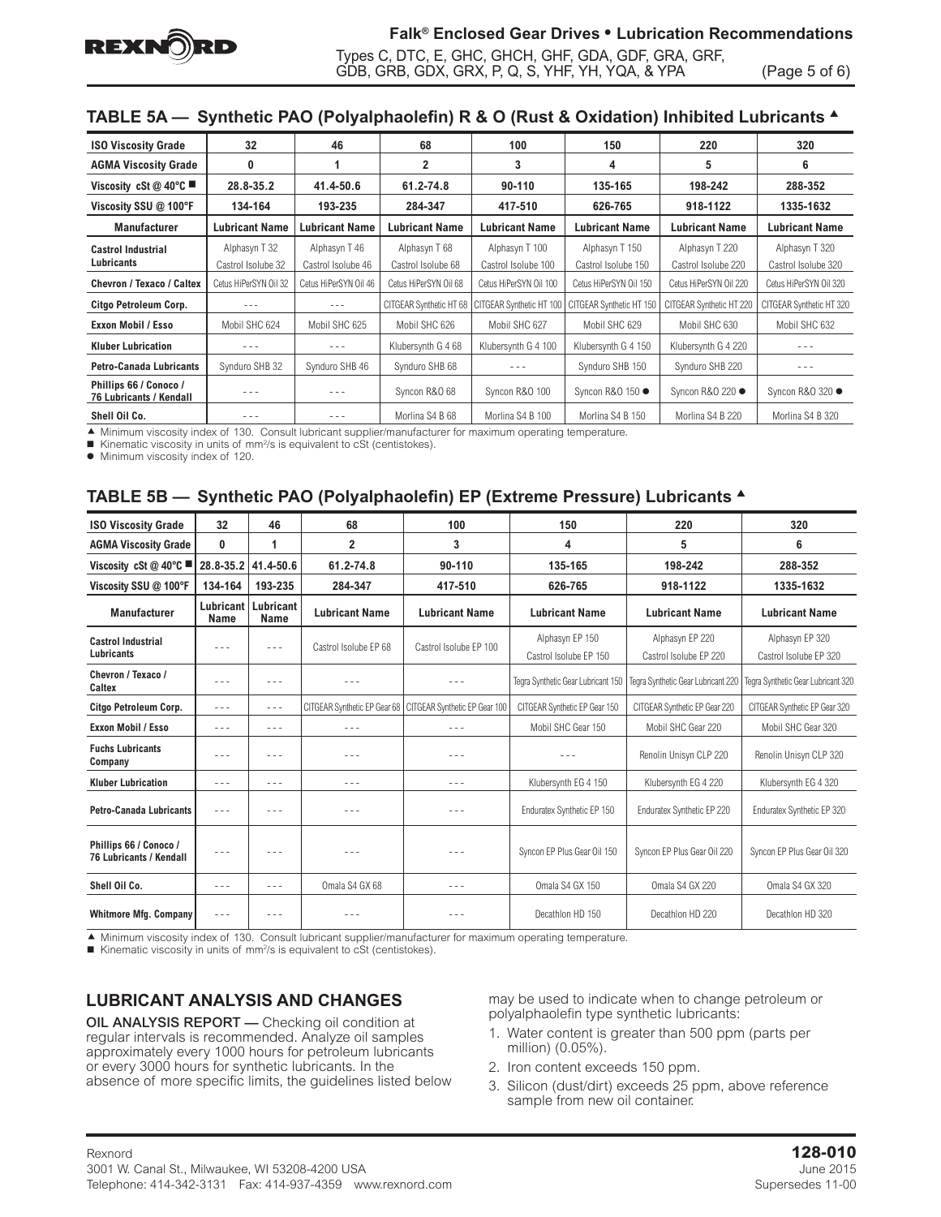## TABLE 5A — Synthetic PAO (Polyalphaolefin) R & O (Rust & Oxidation) Inhibited Lubricants ▲

| ISO Viscosity Grade | 32 | 46 | 68 | 100 | 150 | 220 | 320 |
|---|---|---|---|---|---|---|---|
| AGMA Viscosity Grade | 0 | 1 | 2 | 3 | 4 | 5 | 6 |
| Viscosity cSt @ 40°C ■ | 28.8-35.2 | 41.4-50.6 | 61.2-74.8 | 90-110 | 135-165 | 198-242 | 288-352 |
| Viscosity SSU @ 100°F | 134-164 | 193-235 | 284-347 | 417-510 | 626-765 | 918-1122 | 1335-1632 |
| Manufacturer | Lubricant Name | Lubricant Name | Lubricant Name | Lubricant Name | Lubricant Name | Lubricant Name | Lubricant Name |
| Castrol Industrial Lubricants | Alphasyn T 32 Castrol Isolube 32 | Alphasyn T 46 Castrol Isolube 46 | Alphasyn T 68 Castrol Isolube 68 | Alphasyn T 100 Castrol Isolube 100 | Alphasyn T 150 Castrol Isolube 150 | Alphasyn T 220 Castrol Isolube 220 | Alphasyn T 320 Castrol Isolube 320 |
| Chevron / Texaco / Caltex | Cetus HiPerSYN Oil 32 | Cetus HiPerSYN Oil 46 | Cetus HiPerSYN Oil 68 | Cetus HiPerSYN Oil 100 | Cetus HiPerSYN Oil 150 | Cetus HiPerSYN Oil 220 | Cetus HiPerSYN Oil 320 |
| Citgo Petroleum Corp. | - - - | - - - | CITGEAR Synthetic HT 68 | CITGEAR Synthetic HT 100 | CITGEAR Synthetic HT 150 | CITGEAR Synthetic HT 220 | CITGEAR Synthetic HT 320 |
| Exxon Mobil / Esso | Mobil SHC 624 | Mobil SHC 625 | Mobil SHC 626 | Mobil SHC 627 | Mobil SHC 629 | Mobil SHC 630 | Mobil SHC 632 |
| Kluber Lubrication | - - - | - - - | Klubersynth G 4 68 | Klubersynth G 4 100 | Klubersynth G 4 150 | Klubersynth G 4 220 | - - - |
| Petro-Canada Lubricants | Synduro SHB 32 | Synduro SHB 46 | Synduro SHB 68 | - - - | Synduro SHB 150 | Synduro SHB 220 | - - - |
| Phillips 66 / Conoco / 76 Lubricants / Kendall | - - - | - - - | Syncon R&O 68 | Syncon R&O 100 | Syncon R&O 150 ● | Syncon R&O 220 ● | Syncon R&O 320 ● |
| Shell Oil Co. | - - - | - - - | Morlina S4 B 68 | Morlina S4 B 100 | Morlina S4 B 150 | Morlina S4 B 220 | Morlina S4 B 320 |

▲ Minimum viscosity index of 130. Consult lubricant supplier/manufacturer for maximum operating temperature.
■ Kinematic viscosity in units of mm²/s is equivalent to cSt (centistokes).
● Minimum viscosity index of 120.

## TABLE 5B — Synthetic PAO (Polyalphaolefin) EP (Extreme Pressure) Lubricants ▲

| ISO Viscosity Grade | 32 | 46 | 68 | 100 | 150 | 220 | 320 |
|---|---|---|---|---|---|---|---|
| AGMA Viscosity Grade | 0 | 1 | 2 | 3 | 4 | 5 | 6 |
| Viscosity cSt @ 40°C ■ | 28.8-35.2 | 41.4-50.6 | 61.2-74.8 | 90-110 | 135-165 | 198-242 | 288-352 |
| Viscosity SSU @ 100°F | 134-164 | 193-235 | 284-347 | 417-510 | 626-765 | 918-1122 | 1335-1632 |
| Manufacturer | Lubricant Name | Lubricant Name | Lubricant Name | Lubricant Name | Lubricant Name | Lubricant Name | Lubricant Name |
| Castrol Industrial Lubricants | - - - | - - - | Castrol Isolube EP 68 | Castrol Isolube EP 100 | Alphasyn EP 150 Castrol Isolube EP 150 | Alphasyn EP 220 Castrol Isolube EP 220 | Alphasyn EP 320 Castrol Isolube EP 320 |
| Chevron / Texaco / Caltex | - - - | - - - | - - - | - - - | Tegra Synthetic Gear Lubricant 150 | Tegra Synthetic Gear Lubricant 220 | Tegra Synthetic Gear Lubricant 320 |
| Citgo Petroleum Corp. | - - - | - - - | CITGEAR Synthetic EP Gear 68 | CITGEAR Synthetic EP Gear 100 | CITGEAR Synthetic EP Gear 150 | CITGEAR Synthetic EP Gear 220 | CITGEAR Synthetic EP Gear 320 |
| Exxon Mobil / Esso | - - - | - - - | - - - | - - - | Mobil SHC Gear 150 | Mobil SHC Gear 220 | Mobil SHC Gear 320 |
| Fuchs Lubricants Company | - - - | - - - | - - - | - - - | - - - | Renolin Unisyn CLP 220 | Renolin Unisyn CLP 320 |
| Kluber Lubrication | - - - | - - - | - - - | - - - | Klubersynth EG 4 150 | Klubersynth EG 4 220 | Klubersynth EG 4 320 |
| Petro-Canada Lubricants | - - - | - - - | - - - | - - - | Enduratex Synthetic EP 150 | Enduratex Synthetic EP 220 | Enduratex Synthetic EP 320 |
| Phillips 66 / Conoco / 76 Lubricants / Kendall | - - - | - - - | - - - | - - - | Syncon EP Plus Gear Oil 150 | Syncon EP Plus Gear Oil 220 | Syncon EP Plus Gear Oil 320 |
| Shell Oil Co. | - - - | - - - | Omala S4 GX 68 | - - - | Omala S4 GX 150 | Omala S4 GX 220 | Omala S4 GX 320 |
| Whitmore Mfg. Company | - - - | - - - | - - - | - - - | Decathlon HD 150 | Decathlon HD 220 | Decathlon HD 320 |

▲ Minimum viscosity index of 130. Consult lubricant supplier/manufacturer for maximum operating temperature.
■ Kinematic viscosity in units of mm²/s is equivalent to cSt (centistokes).

## LUBRICANT ANALYSIS AND CHANGES

**OIL ANALYSIS REPORT —** Checking oil condition at regular intervals is recommended. Analyze oil samples approximately every 1000 hours for petroleum lubricants or every 3000 hours for synthetic lubricants. In the absence of more specific limits, the guidelines listed below may be used to indicate when to change petroleum or polyalphaolefin type synthetic lubricants:

1. Water content is greater than 500 ppm (parts per million) (0.05%).
2. Iron content exceeds 150 ppm.
3. Silicon (dust/dirt) exceeds 25 ppm, above reference sample from new oil container.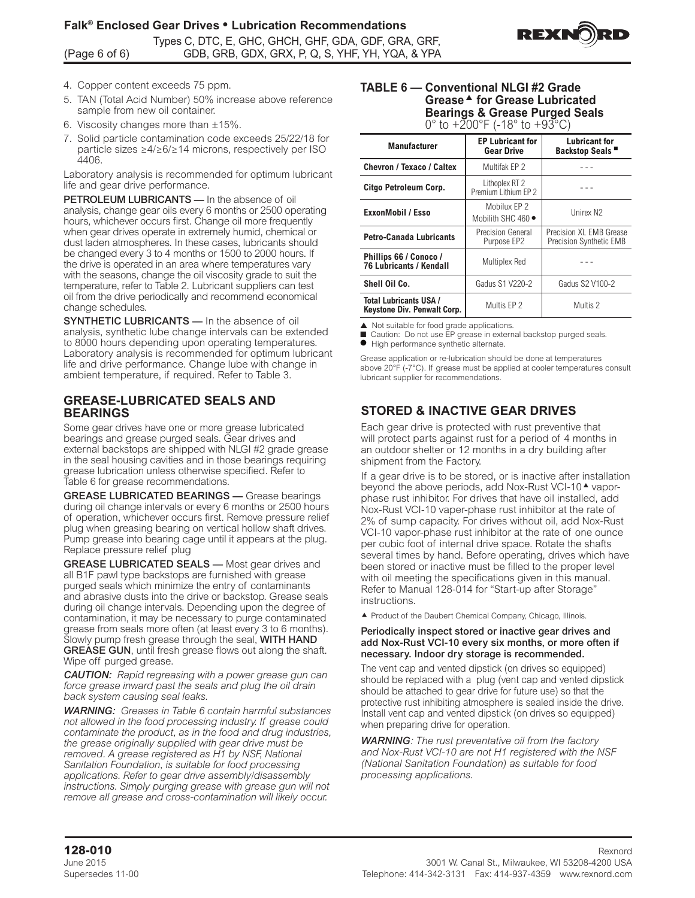4. Copper content exceeds 75 ppm.
5. TAN (Total Acid Number) 50% increase above reference sample from new oil container.
6. Viscosity changes more than ±15%.
7. Solid particle contamination code exceeds 25/22/18 for particle sizes ≥4/≥6/≥14 microns, respectively per ISO 4406.

Laboratory analysis is recommended for optimum lubricant life and gear drive performance.

**PETROLEUM LUBRICANTS —** In the absence of oil analysis, change gear oils every 6 months or 2500 operating hours, whichever occurs first. Change oil more frequently when gear drives operate in extremely humid, chemical or dust laden atmospheres. In these cases, lubricants should be changed every 3 to 4 months or 1500 to 2000 hours. If the drive is operated in an area where temperatures vary with the seasons, change the oil viscosity grade to suit the temperature, refer to Table 2. Lubricant suppliers can test oil from the drive periodically and recommend economical change schedules.

**SYNTHETIC LUBRICANTS —** In the absence of oil analysis, synthetic lube change intervals can be extended to 8000 hours depending upon operating temperatures. Laboratory analysis is recommended for optimum lubricant life and drive performance. Change lube with change in ambient temperature, if required. Refer to Table 3.

## GREASE-LUBRICATED SEALS AND BEARINGS

Some gear drives have one or more grease lubricated bearings and grease purged seals. Gear drives and external backstops are shipped with NLGI #2 grade grease in the seal housing cavities and in those bearings requiring grease lubrication unless otherwise specified. Refer to Table 6 for grease recommendations.

**GREASE LUBRICATED BEARINGS —** Grease bearings during oil change intervals or every 6 months or 2500 hours of operation, whichever occurs first. Remove pressure relief plug when greasing bearing on vertical hollow shaft drives. Pump grease into bearing cage until it appears at the plug. Replace pressure relief plug

**GREASE LUBRICATED SEALS —** Most gear drives and all B1F pawl type backstops are furnished with grease purged seals which minimize the entry of contaminants and abrasive dusts into the drive or backstop. Grease seals during oil change intervals. Depending upon the degree of contamination, it may be necessary to purge contaminated grease from seals more often (at least every 3 to 6 months). Slowly pump fresh grease through the seal, **WITH HAND GREASE GUN**, until fresh grease flows out along the shaft. Wipe off purged grease.

***CAUTION:*** *Rapid regreasing with a power grease gun can force grease inward past the seals and plug the oil drain back system causing seal leaks.*

***WARNING:*** *Greases in Table 6 contain harmful substances not allowed in the food processing industry. If grease could contaminate the product, as in the food and drug industries, the grease originally supplied with gear drive must be removed. A grease registered as H1 by NSF, National Sanitation Foundation, is suitable for food processing applications. Refer to gear drive assembly/disassembly instructions. Simply purging grease with grease gun will not remove all grease and cross-contamination will likely occur.*

**TABLE 6 — Conventional NLGI #2 Grade Grease▲ for Grease Lubricated Bearings & Grease Purged Seals**
0° to +200°F (-18° to +93°C)

| Manufacturer | EP Lubricant for Gear Drive | Lubricant for Backstop Seals ■ |
|---|---|---|
| Chevron / Texaco / Caltex | Multifak EP 2 | - - - |
| Citgo Petroleum Corp. | Lithoplex RT 2<br>Premium Lithium EP 2 | - - - |
| ExxonMobil / Esso | Mobilux EP 2<br>Mobilith SHC 460 ● | Unirex N2 |
| Petro-Canada Lubricants | Precision General Purpose EP2 | Precision XL EMB Grease<br>Precision Synthetic EMB |
| Phillips 66 / Conoco / 76 Lubricants / Kendall | Multiplex Red | - - - |
| Shell Oil Co. | Gadus S1 V220-2 | Gadus S2 V100-2 |
| Total Lubricants USA / Keystone Div. Penwalt Corp. | Multis EP 2 | Multis 2 |

▲ Not suitable for food grade applications.
■ Caution: Do not use EP grease in external backstop purged seals.
● High performance synthetic alternate.

Grease application or re-lubrication should be done at temperatures above 20°F (-7°C). If grease must be applied at cooler temperatures consult lubricant supplier for recommendations.

## STORED & INACTIVE GEAR DRIVES

Each gear drive is protected with rust preventive that will protect parts against rust for a period of 4 months in an outdoor shelter or 12 months in a dry building after shipment from the Factory.

If a gear drive is to be stored, or is inactive after installation beyond the above periods, add Nox-Rust VCI-10▲ vapor-phase rust inhibitor. For drives that have oil installed, add Nox-Rust VCI-10 vaper-phase rust inhibitor at the rate of 2% of sump capacity. For drives without oil, add Nox-Rust VCI-10 vapor-phase rust inhibitor at the rate of one ounce per cubic foot of internal drive space. Rotate the shafts several times by hand. Before operating, drives which have been stored or inactive must be filled to the proper level with oil meeting the specifications given in this manual. Refer to Manual 128-014 for "Start-up after Storage" instructions.

▲ Product of the Daubert Chemical Company, Chicago, Illinois.

**Periodically inspect stored or inactive gear drives and add Nox-Rust VCI-10 every six months, or more often if necessary. Indoor dry storage is recommended.**

The vent cap and vented dipstick (on drives so equipped) should be replaced with a plug (vent cap and vented dipstick should be attached to gear drive for future use) so that the protective rust inhibiting atmosphere is sealed inside the drive. Install vent cap and vented dipstick (on drives so equipped) when preparing drive for operation.

***WARNING****: The rust preventative oil from the factory and Nox-Rust VCI-10 are not H1 registered with the NSF (National Sanitation Foundation) as suitable for food processing applications.*